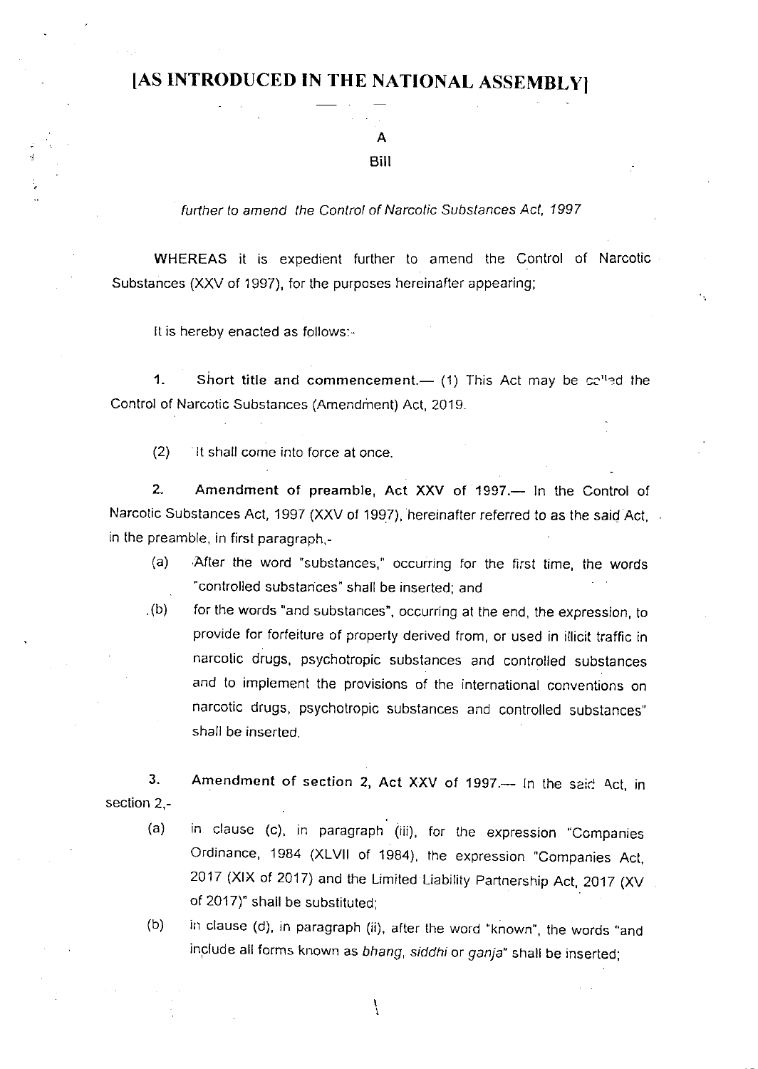# [AS INTRODUCED IN THE NATIONAL ASSEMBLY]

## A
## Bill

*further to amend the Control of Narcotic Substances Act, 1997*

WHEREAS it is expedient further to amend the Control of Narcotic Substances (XXV of 1997), for the purposes hereinafter appearing;

It is hereby enacted as follows:-

1. **Short title and commencement.**— (1) This Act may be called the Control of Narcotic Substances (Amendment) Act, 2019.

(2) It shall come into force at once.

2. **Amendment of preamble, Act XXV of 1997.**— In the Control of Narcotic Substances Act, 1997 (XXV of 1997), hereinafter referred to as the said Act, in the preamble, in first paragraph,-

   (a) After the word "substances," occurring for the first time, the words "controlled substances" shall be inserted; and

   (b) for the words "and substances", occurring at the end, the expression, to provide for forfeiture of property derived from, or used in illicit traffic in narcotic drugs, psychotropic substances and controlled substances and to implement the provisions of the international conventions on narcotic drugs, psychotropic substances and controlled substances" shall be inserted.

3. **Amendment of section 2, Act XXV of 1997.**— In the said Act, in section 2,-

   (a) in clause (c), in paragraph (iii), for the expression "Companies Ordinance, 1984 (XLVII of 1984), the expression "Companies Act, 2017 (XIX of 2017) and the Limited Liability Partnership Act, 2017 (XV of 2017)" shall be substituted;

   (b) in clause (d), in paragraph (ii), after the word "known", the words "and include all forms known as *bhang*, *siddhi* or *ganja*" shall be inserted;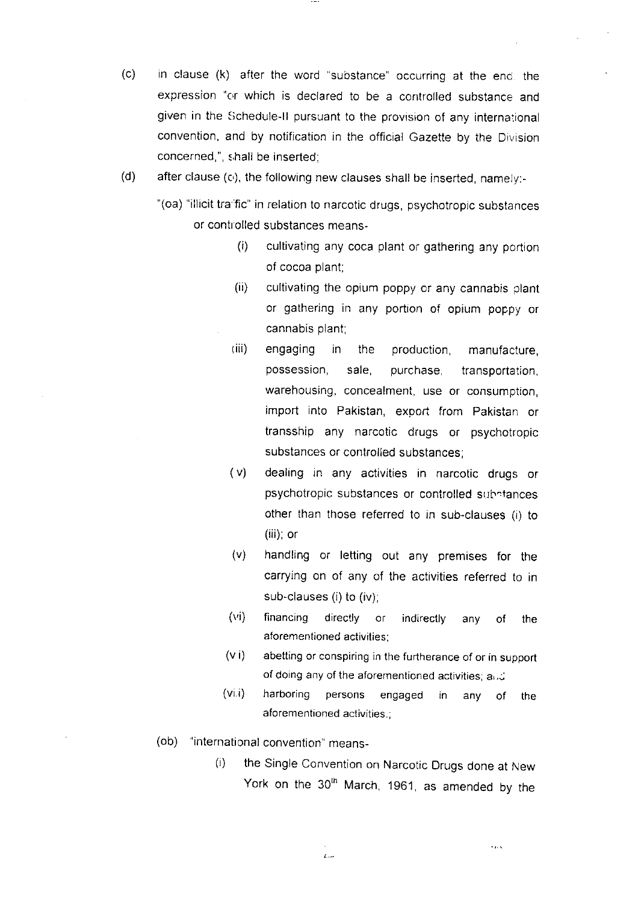(c) in clause (k) after the word "substance" occurring at the end the expression "or which is declared to be a controlled substance and given in the Schedule-II pursuant to the provision of any international convention, and by notification in the official Gazette by the Division concerned,", shall be inserted;

(d) after clause (o), the following new clauses shall be inserted, namely:-

"(oa) "illicit traffic" in relation to narcotic drugs, psychotropic substances or controlled substances means-

(i) cultivating any coca plant or gathering any portion of cocoa plant;

(ii) cultivating the opium poppy or any cannabis plant or gathering in any portion of opium poppy or cannabis plant;

(iii) engaging in the production, manufacture, possession, sale, purchase, transportation, warehousing, concealment, use or consumption, import into Pakistan, export from Pakistan or transship any narcotic drugs or psychotropic substances or controlled substances;

(v) dealing in any activities in narcotic drugs or psychotropic substances or controlled substances other than those referred to in sub-clauses (i) to (iii); or

(v) handling or letting out any premises for the carrying on of any of the activities referred to in sub-clauses (i) to (iv);

(vi) financing directly or indirectly any of the aforementioned activities;

(vi) abetting or conspiring in the furtherance of or in support of doing any of the aforementioned activities; and

(vii) harboring persons engaged in any of the aforementioned activities.;

(ob) "international convention" means-

(i) the Single Convention on Narcotic Drugs done at New York on the 30th March, 1961, as amended by the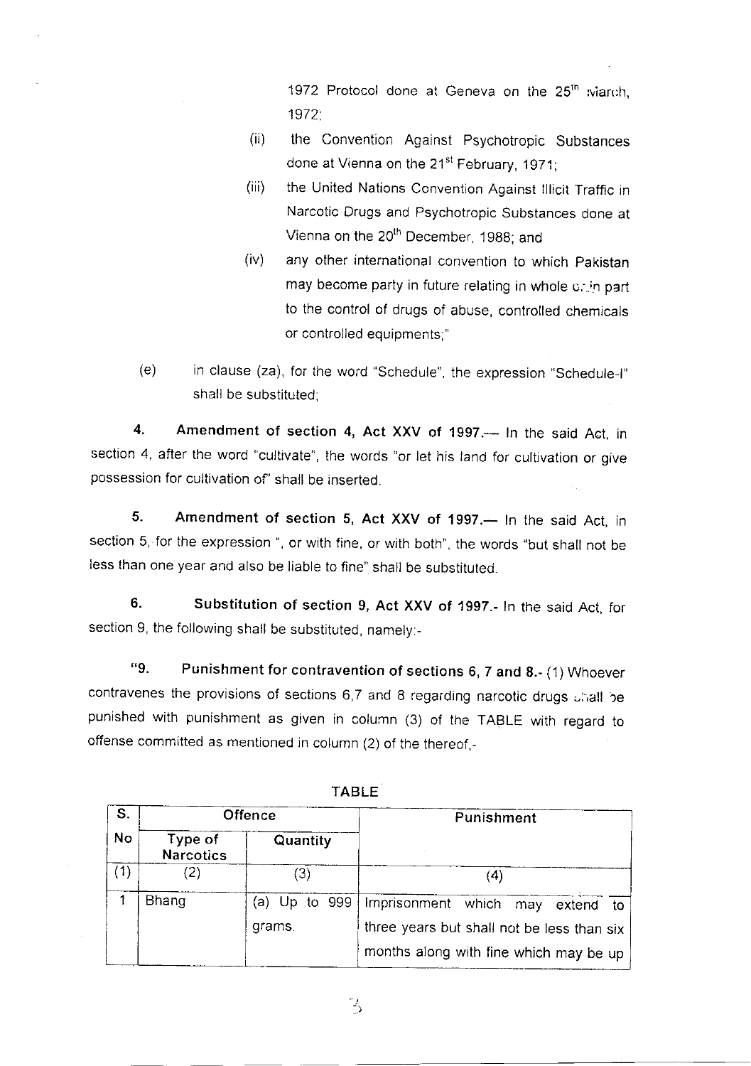1972 Protocol done at Geneva on the 25th March, 1972;

(ii) the Convention Against Psychotropic Substances done at Vienna on the 21st February, 1971;

(iii) the United Nations Convention Against Illicit Traffic in Narcotic Drugs and Psychotropic Substances done at Vienna on the 20th December, 1988; and

(iv) any other international convention to which Pakistan may become party in future relating in whole or in part to the control of drugs of abuse, controlled chemicals or controlled equipments;"

(e) in clause (za), for the word "Schedule", the expression "Schedule-I" shall be substituted;

**4. Amendment of section 4, Act XXV of 1997.**— In the said Act, in section 4, after the word "cultivate", the words "or let his land for cultivation or give possession for cultivation of" shall be inserted.

**5. Amendment of section 5, Act XXV of 1997.**— In the said Act, in section 5, for the expression ", or with fine, or with both", the words "but shall not be less than one year and also be liable to fine" shall be substituted.

**6. Substitution of section 9, Act XXV of 1997.**- In the said Act, for section 9, the following shall be substituted, namely:-

"**9. Punishment for contravention of sections 6, 7 and 8.**- (1) Whoever contravenes the provisions of sections 6,7 and 8 regarding narcotic drugs shall be punished with punishment as given in column (3) of the TABLE with regard to offense committed as mentioned in column (2) of the thereof,-

TABLE

| S. No | Offence | | Punishment |
|---|---|---|---|
| | Type of Narcotics | Quantity | |
| (1) | (2) | (3) | (4) |
| 1 | Bhang | (a) Up to 999 grams. | Imprisonment which may extend to three years but shall not be less than six months along with fine which may be up |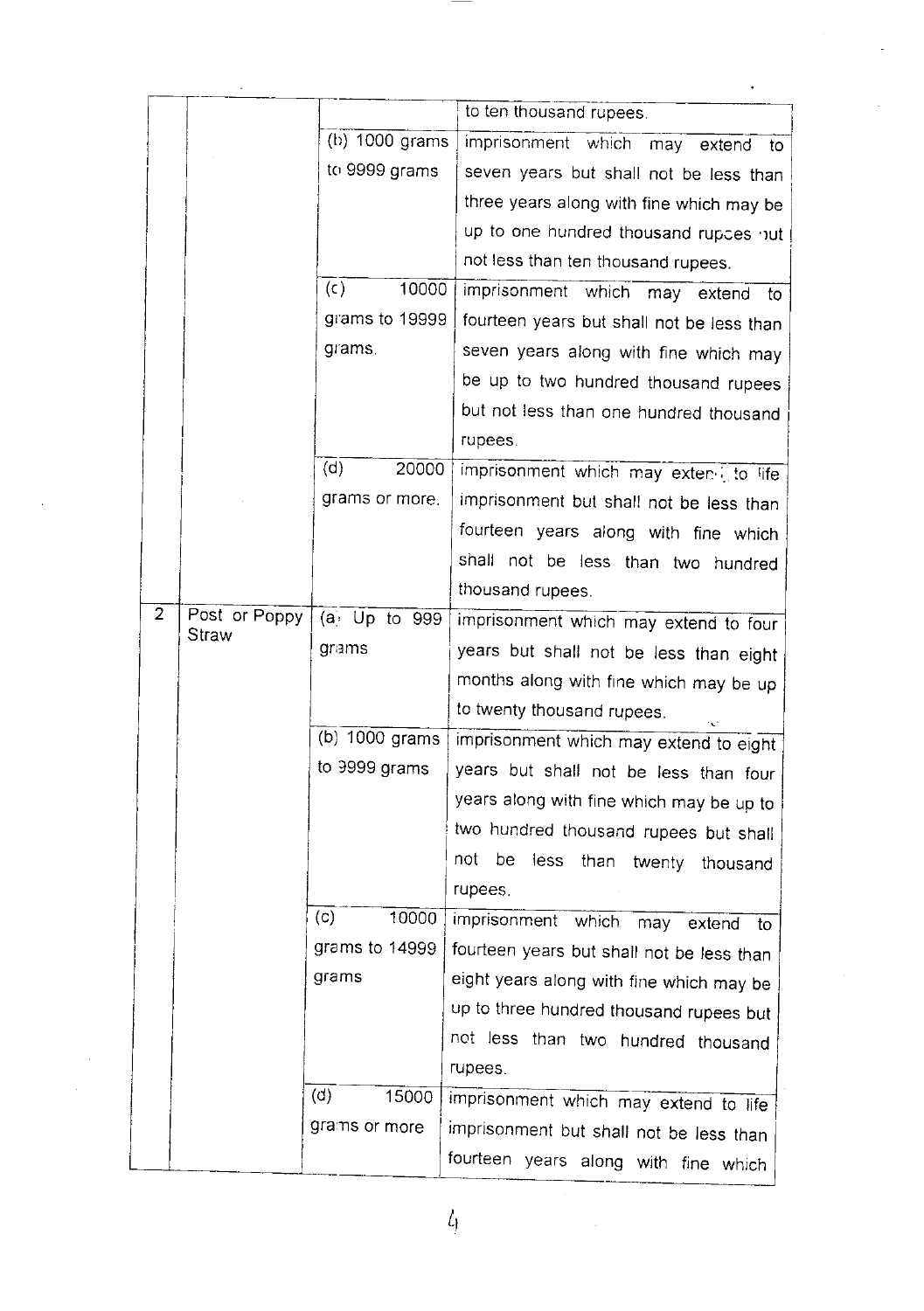| | | | |
|---|---|---|---|
| | | | to ten thousand rupees. |
| | | (b) 1000 grams to 9999 grams | imprisonment which may extend to seven years but shall not be less than three years along with fine which may be up to one hundred thousand rupees but not less than ten thousand rupees. |
| | | (c) 10000 grams to 19999 grams. | imprisonment which may extend to fourteen years but shall not be less than seven years along with fine which may be up to two hundred thousand rupees but not less than one hundred thousand rupees. |
| | | (d) 20000 grams or more. | imprisonment which may extend to life imprisonment but shall not be less than fourteen years along with fine which shall not be less than two hundred thousand rupees. |
| 2 | Post or Poppy Straw | (a) Up to 999 grams | imprisonment which may extend to four years but shall not be less than eight months along with fine which may be up to twenty thousand rupees. |
| | | (b) 1000 grams to 9999 grams | imprisonment which may extend to eight years but shall not be less than four years along with fine which may be up to two hundred thousand rupees but shall not be less than twenty thousand rupees. |
| | | (c) 10000 grams to 14999 grams | imprisonment which may extend to fourteen years but shall not be less than eight years along with fine which may be up to three hundred thousand rupees but not less than two hundred thousand rupees. |
| | | (d) 15000 grams or more | imprisonment which may extend to life imprisonment but shall not be less than fourteen years along with fine which |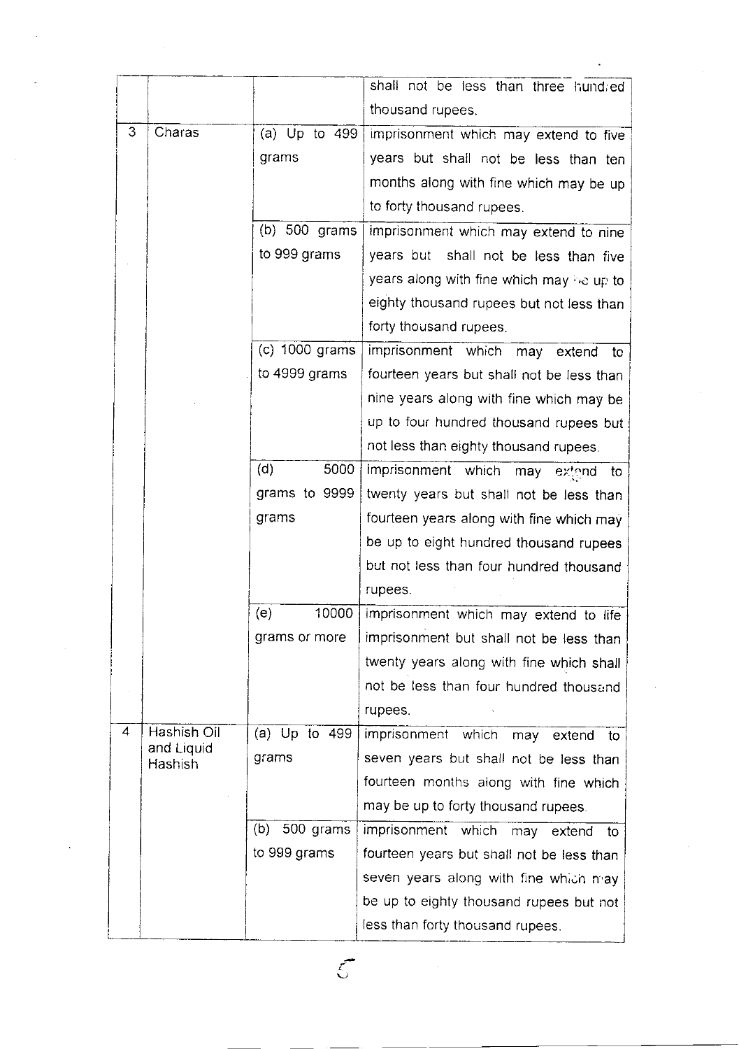| | | | shall not be less than three hundred thousand rupees. |
|---|---|---|---|
| 3 | Charas | (a) Up to 499 grams | imprisonment which may extend to five years but shall not be less than ten months along with fine which may be up to forty thousand rupees. |
| | | (b) 500 grams to 999 grams | imprisonment which may extend to nine years but shall not be less than five years along with fine which may be up to eighty thousand rupees but not less than forty thousand rupees. |
| | | (c) 1000 grams to 4999 grams | imprisonment which may extend to fourteen years but shall not be less than nine years along with fine which may be up to four hundred thousand rupees but not less than eighty thousand rupees. |
| | | (d) 5000 grams to 9999 grams | imprisonment which may extend to twenty years but shall not be less than fourteen years along with fine which may be up to eight hundred thousand rupees but not less than four hundred thousand rupees. |
| | | (e) 10000 grams or more | imprisonment which may extend to life imprisonment but shall not be less than twenty years along with fine which shall not be less than four hundred thousand rupees. |
| 4 | Hashish Oil and Liquid Hashish | (a) Up to 499 grams | imprisonment which may extend to seven years but shall not be less than fourteen months along with fine which may be up to forty thousand rupees. |
| | | (b) 500 grams to 999 grams | imprisonment which may extend to fourteen years but shall not be less than seven years along with fine which may be up to eighty thousand rupees but not less than forty thousand rupees. |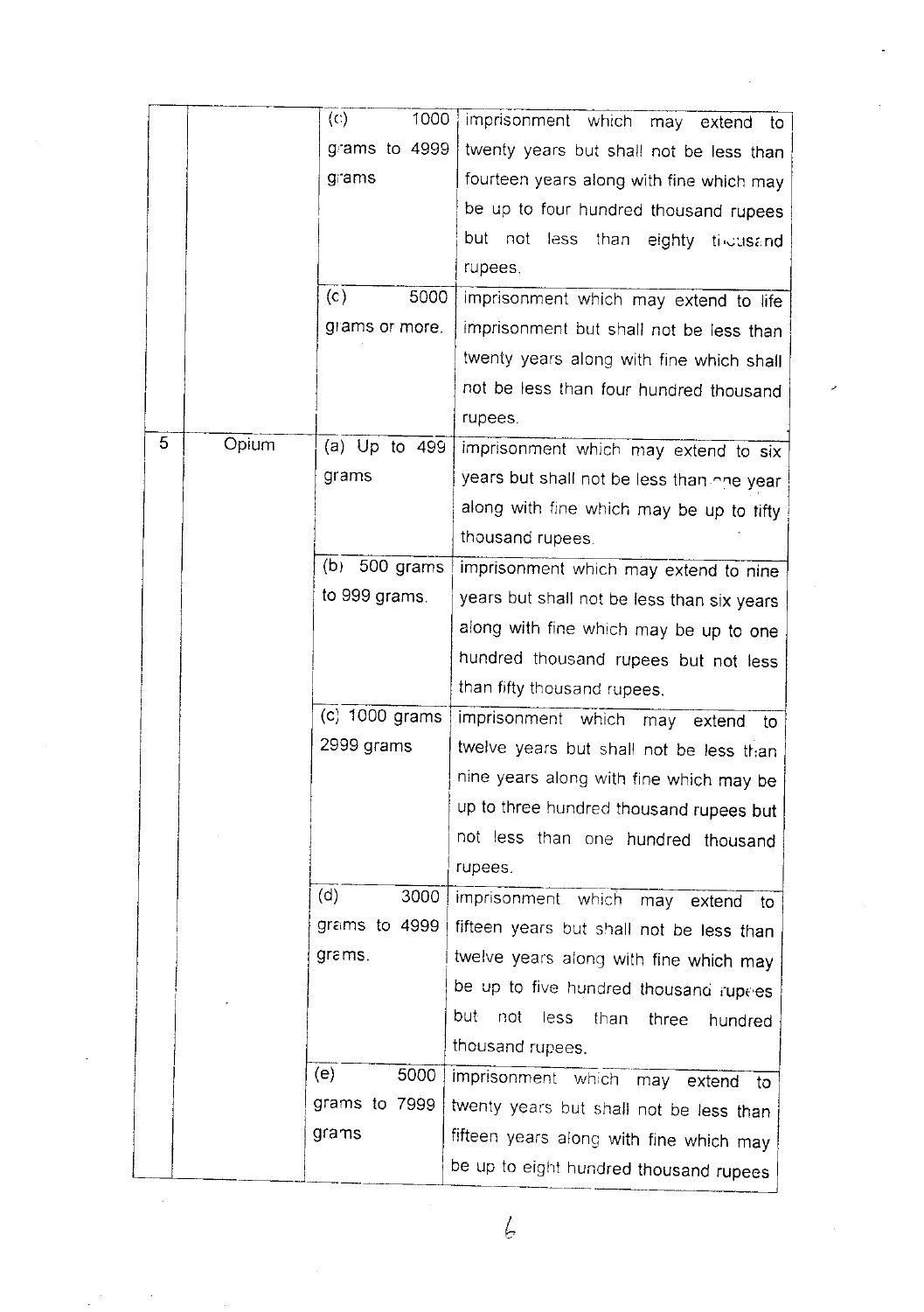|  |  |  |  |
|---|---|---|---|
|  |  | (c) 1000 grams to 4999 grams | imprisonment which may extend to twenty years but shall not be less than fourteen years along with fine which may be up to four hundred thousand rupees but not less than eighty thousand rupees. |
|  |  | (c) 5000 grams or more. | imprisonment which may extend to life imprisonment but shall not be less than twenty years along with fine which shall not be less than four hundred thousand rupees. |
| 5 | Opium | (a) Up to 499 grams | imprisonment which may extend to six years but shall not be less than one year along with fine which may be up to fifty thousand rupees. |
|  |  | (b) 500 grams to 999 grams. | imprisonment which may extend to nine years but shall not be less than six years along with fine which may be up to one hundred thousand rupees but not less than fifty thousand rupees. |
|  |  | (c) 1000 grams 2999 grams | imprisonment which may extend to twelve years but shall not be less than nine years along with fine which may be up to three hundred thousand rupees but not less than one hundred thousand rupees. |
|  |  | (d) 3000 grams to 4999 grams. | imprisonment which may extend to fifteen years but shall not be less than twelve years along with fine which may be up to five hundred thousand rupees but not less than three hundred thousand rupees. |
|  |  | (e) 5000 grams to 7999 grams | imprisonment which may extend to twenty years but shall not be less than fifteen years along with fine which may be up to eight hundred thousand rupees |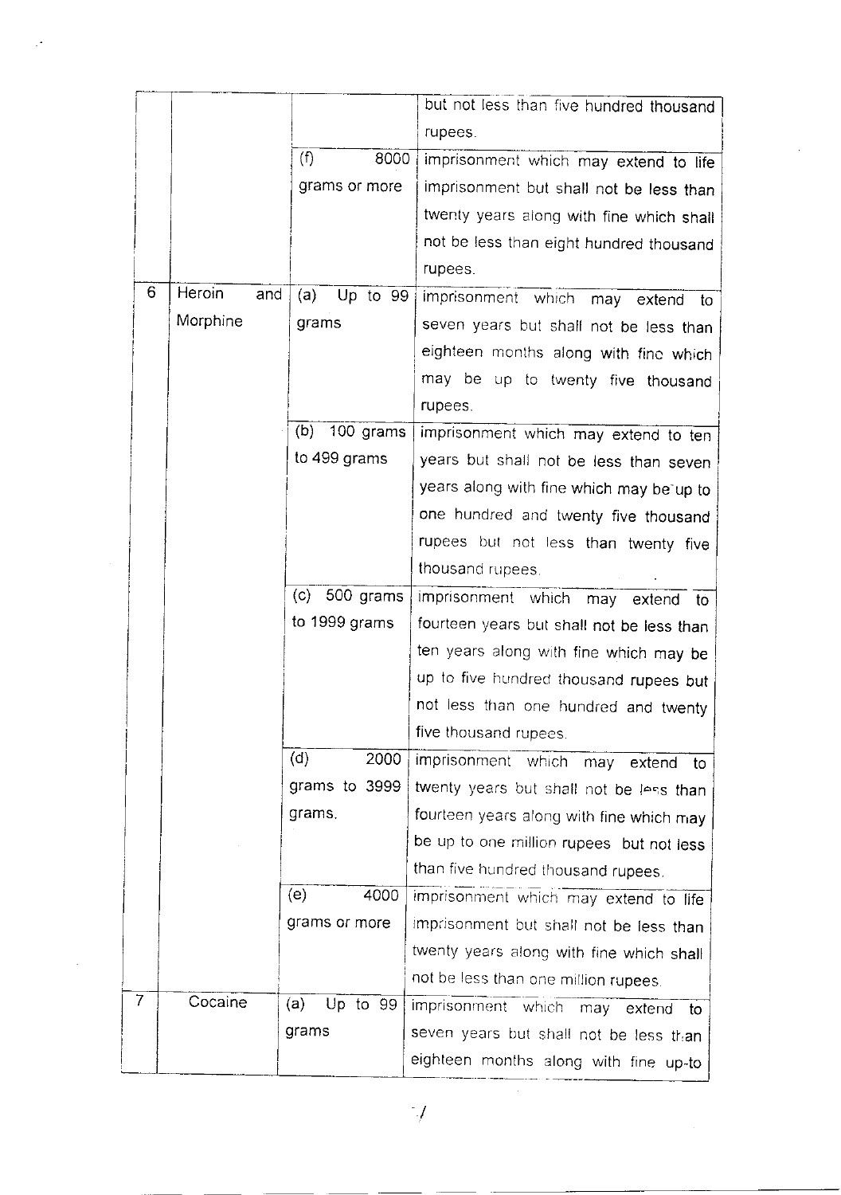| | | | |
|---|---|---|---|
| | | | but not less than five hundred thousand rupees. |
| | | (f) 8000 grams or more | imprisonment which may extend to life imprisonment but shall not be less than twenty years along with fine which shall not be less than eight hundred thousand rupees. |
| 6 | Heroin and Morphine | (a) Up to 99 grams | imprisonment which may extend to seven years but shall not be less than eighteen months along with fine which may be up to twenty five thousand rupees. |
| | | (b) 100 grams to 499 grams | imprisonment which may extend to ten years but shall not be less than seven years along with fine which may be up to one hundred and twenty five thousand rupees but not less than twenty five thousand rupees. |
| | | (c) 500 grams to 1999 grams | imprisonment which may extend to fourteen years but shall not be less than ten years along with fine which may be up to five hundred thousand rupees but not less than one hundred and twenty five thousand rupees. |
| | | (d) 2000 grams to 3999 grams. | imprisonment which may extend to twenty years but shall not be less than fourteen years along with fine which may be up to one million rupees but not less than five hundred thousand rupees. |
| | | (e) 4000 grams or more | imprisonment which may extend to life imprisonment but shall not be less than twenty years along with fine which shall not be less than one million rupees. |
| 7 | Cocaine | (a) Up to 99 grams | imprisonment which may extend to seven years but shall not be less than eighteen months along with fine up-to |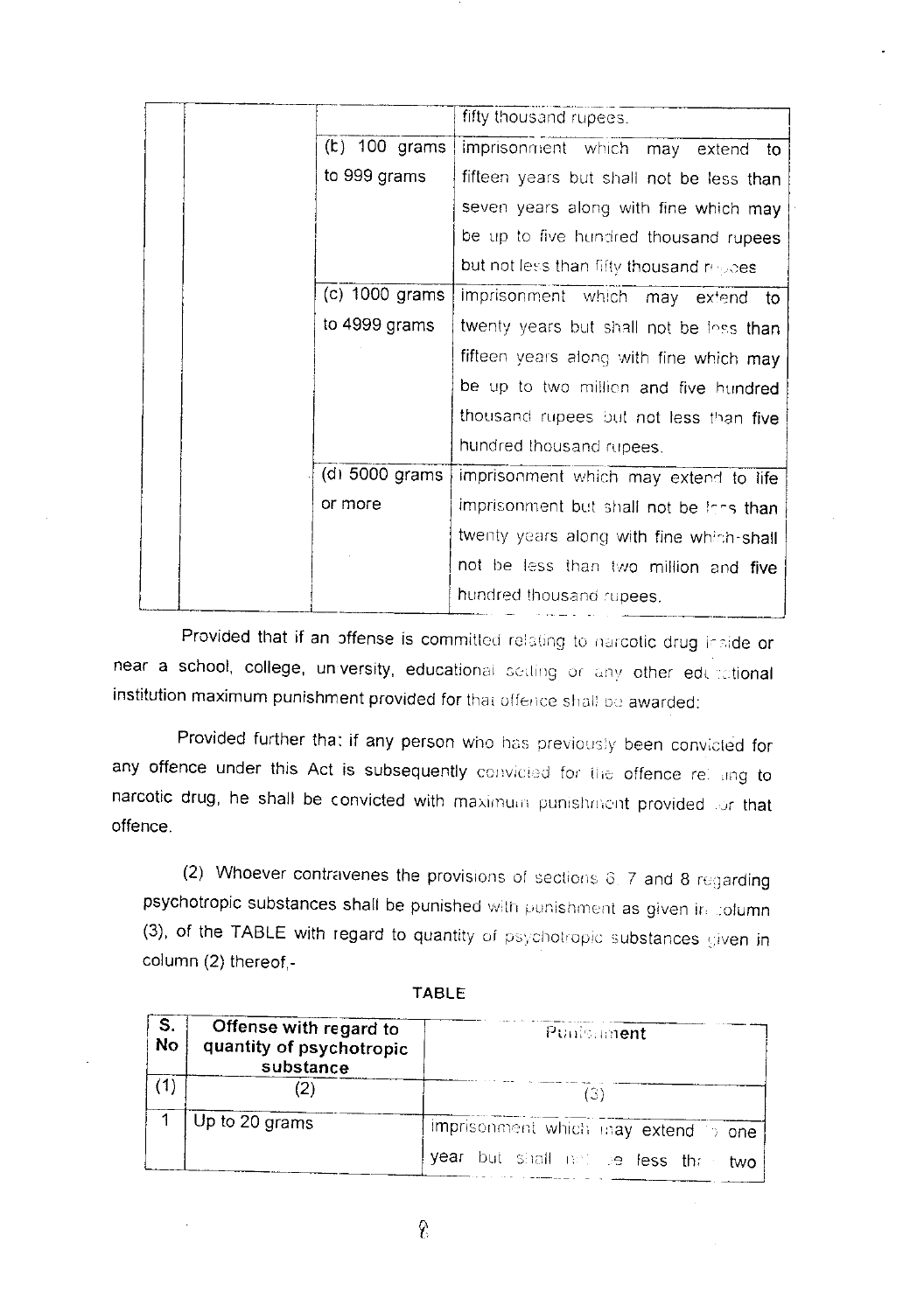| | | | fifty thousand rupees. |
|---|---|---|---|
| | | (b) 100 grams to 999 grams | imprisonment which may extend to fifteen years but shall not be less than seven years along with fine which may be up to five hundred thousand rupees but not less than fifty thousand rupees |
| | | (c) 1000 grams to 4999 grams | imprisonment which may extend to twenty years but shall not be less than fifteen years along with fine which may be up to two million and five hundred thousand rupees but not less than five hundred thousand rupees. |
| | | (d) 5000 grams or more | imprisonment which may extend to life imprisonment but shall not be less than twenty years along with fine which shall not be less than two million and five hundred thousand rupees. |

Provided that if an offense is committed relating to narcotic drug inside or near a school, college, university, educational setting or any other educational institution maximum punishment provided for that offence shall be awarded:

Provided further that if any person who has previously been convicted for any offence under this Act is subsequently convicted for the offence relating to narcotic drug, he shall be convicted with maximum punishment provided for that offence.

(2) Whoever contravenes the provisions of sections 6, 7 and 8 regarding psychotropic substances shall be punished with punishment as given in column (3), of the TABLE with regard to quantity of psychotropic substances given in column (2) thereof,-

TABLE

| S. No | Offense with regard to quantity of psychotropic substance | Punishment |
|---|---|---|
| (1) | (2) | (3) |
| 1 | Up to 20 grams | imprisonment which may extend to one year but shall not be less than two |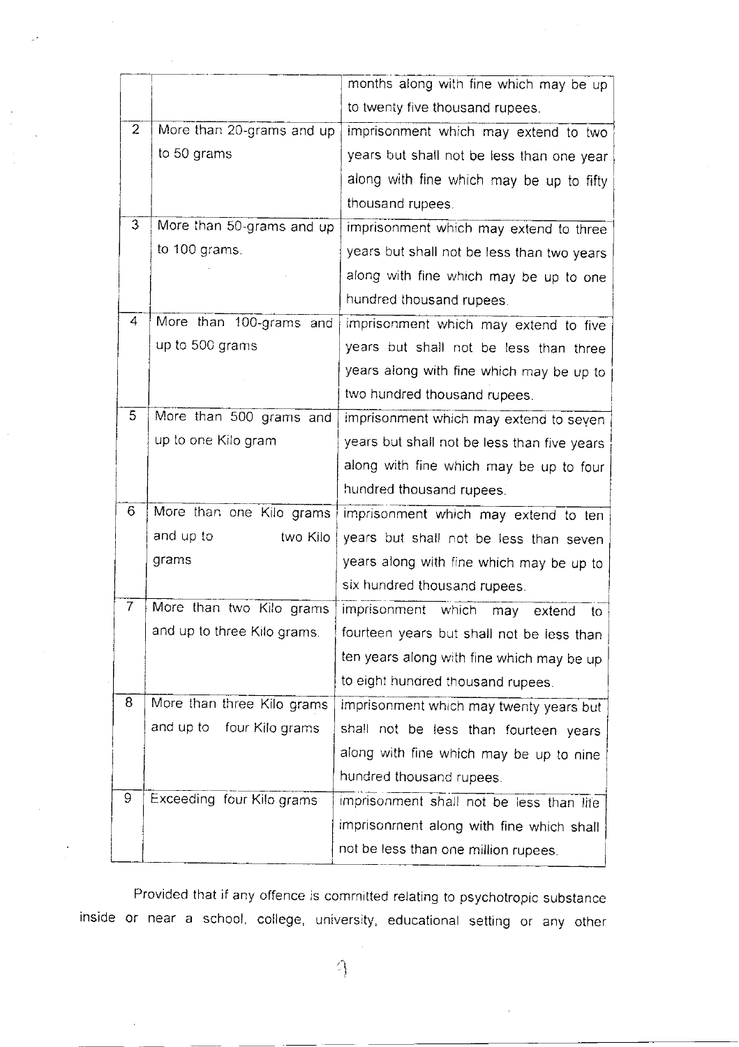| | | |
|---|---|---|
| | | months along with fine which may be up to twenty five thousand rupees. |
| 2 | More than 20-grams and up to 50 grams | imprisonment which may extend to two years but shall not be less than one year along with fine which may be up to fifty thousand rupees. |
| 3 | More than 50-grams and up to 100 grams. | imprisonment which may extend to three years but shall not be less than two years along with fine which may be up to one hundred thousand rupees. |
| 4 | More than 100-grams and up to 500 grams | imprisonment which may extend to five years but shall not be less than three years along with fine which may be up to two hundred thousand rupees. |
| 5 | More than 500 grams and up to one Kilo gram | imprisonment which may extend to seven years but shall not be less than five years along with fine which may be up to four hundred thousand rupees. |
| 6 | More than one Kilo grams and up to two Kilo grams | imprisonment which may extend to ten years but shall not be less than seven years along with fine which may be up to six hundred thousand rupees. |
| 7 | More than two Kilo grams and up to three Kilo grams. | imprisonment which may extend to fourteen years but shall not be less than ten years along with fine which may be up to eight hundred thousand rupees. |
| 8 | More than three Kilo grams and up to four Kilo grams | imprisonment which may twenty years but shall not be less than fourteen years along with fine which may be up to nine hundred thousand rupees. |
| 9 | Exceeding four Kilo grams | imprisonment shall not be less than life imprisonment along with fine which shall not be less than one million rupees. |

Provided that if any offence is committed relating to psychotropic substance inside or near a school, college, university, educational setting or any other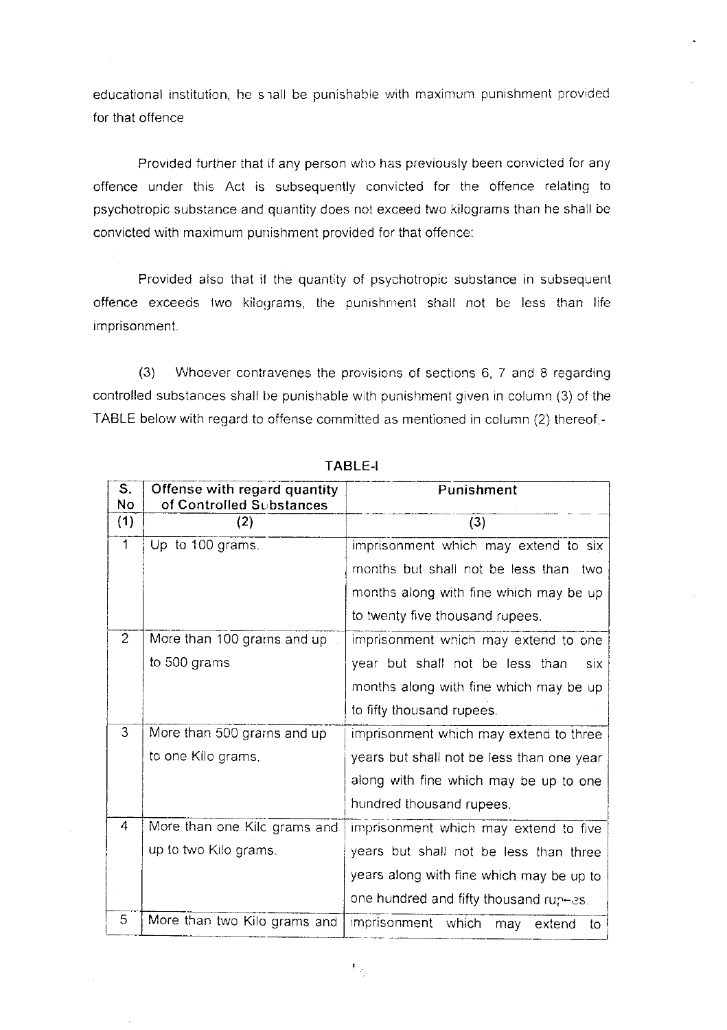educational institution, he shall be punishable with maximum punishment provided for that offence

Provided further that if any person who has previously been convicted for any offence under this Act is subsequently convicted for the offence relating to psychotropic substance and quantity does not exceed two kilograms than he shall be convicted with maximum punishment provided for that offence:

Provided also that if the quantity of psychotropic substance in subsequent offence exceeds two kilograms, the punishment shall not be less than life imprisonment.

(3) Whoever contravenes the provisions of sections 6, 7 and 8 regarding controlled substances shall be punishable with punishment given in column (3) of the TABLE below with regard to offense committed as mentioned in column (2) thereof,-

**TABLE-I**

| S. No | Offense with regard quantity of Controlled Substances | Punishment |
|---|---|---|
| (1) | (2) | (3) |
| 1 | Up to 100 grams. | imprisonment which may extend to six months but shall not be less than two months along with fine which may be up to twenty five thousand rupees. |
| 2 | More than 100 grams and up to 500 grams | imprisonment which may extend to one year but shall not be less than six months along with fine which may be up to fifty thousand rupees. |
| 3 | More than 500 grams and up to one Kilo grams. | imprisonment which may extend to three years but shall not be less than one year along with fine which may be up to one hundred thousand rupees. |
| 4 | More than one Kilo grams and up to two Kilo grams. | imprisonment which may extend to five years but shall not be less than three years along with fine which may be up to one hundred and fifty thousand rupees. |
| 5 | More than two Kilo grams and | imprisonment which may extend to |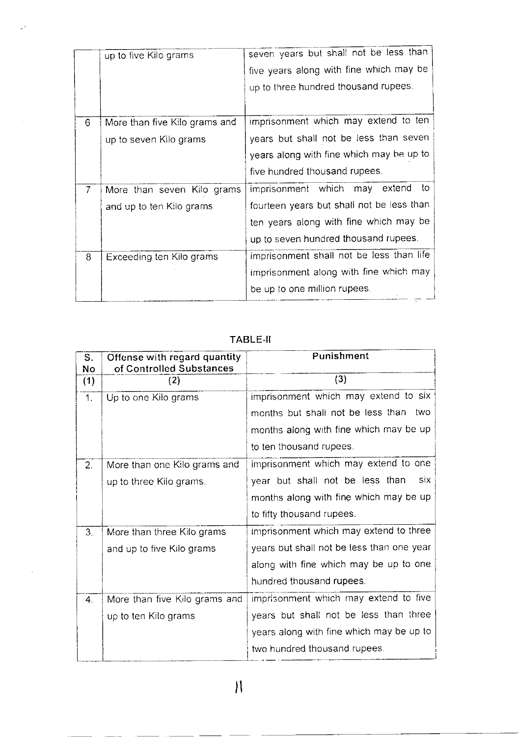|   | up to five Kilo grams | seven years but shall not be less than five years along with fine which may be up to three hundred thousand rupees. |
|---|---|---|
| 6 | More than five Kilo grams and up to seven Kilo grams | imprisonment which may extend to ten years but shall not be less than seven years along with fine which may be up to five hundred thousand rupees. |
| 7 | More than seven Kilo grams and up to ten Kilo grams | imprisonment which may extend to fourteen years but shall not be less than ten years along with fine which may be up to seven hundred thousand rupees. |
| 8 | Exceeding ten Kilo grams | imprisonment shall not be less than life imprisonment along with fine which may be up to one million rupees. |

**TABLE-II**

| S. No | Offense with regard quantity of Controlled Substances | Punishment |
|---|---|---|
| (1) | (2) | (3) |
| 1. | Up to one Kilo grams | imprisonment which may extend to six months but shall not be less than two months along with fine which may be up to ten thousand rupees. |
| 2. | More than one Kilo grams and up to three Kilo grams. | imprisonment which may extend to one year but shall not be less than six months along with fine which may be up to fifty thousand rupees. |
| 3. | More than three Kilo grams and up to five Kilo grams | imprisonment which may extend to three years but shall not be less than one year along with fine which may be up to one hundred thousand rupees. |
| 4. | More than five Kilo grams and up to ten Kilo grams | imprisonment which may extend to five years but shall not be less than three years along with fine which may be up to two hundred thousand rupees. |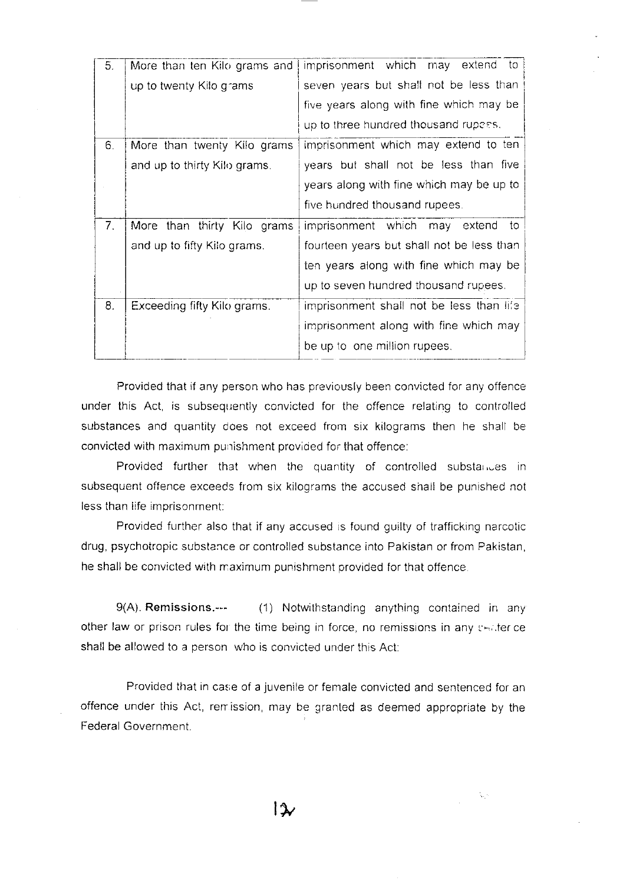| 5. | More than ten Kilo grams and up to twenty Kilo grams | imprisonment which may extend to seven years but shall not be less than five years along with fine which may be up to three hundred thousand rupees. |
|---|---|---|
| 6. | More than twenty Kilo grams and up to thirty Kilo grams. | imprisonment which may extend to ten years but shall not be less than five years along with fine which may be up to five hundred thousand rupees. |
| 7. | More than thirty Kilo grams and up to fifty Kilo grams. | imprisonment which may extend to fourteen years but shall not be less than ten years along with fine which may be up to seven hundred thousand rupees. |
| 8. | Exceeding fifty Kilo grams. | imprisonment shall not be less than life imprisonment along with fine which may be up to one million rupees. |

Provided that if any person who has previously been convicted for any offence under this Act, is subsequently convicted for the offence relating to controlled substances and quantity does not exceed from six kilograms then he shall be convicted with maximum punishment provided for that offence:

Provided further that when the quantity of controlled substances in subsequent offence exceeds from six kilograms the accused shall be punished not less than life imprisonment:

Provided further also that if any accused is found guilty of trafficking narcotic drug, psychotropic substance or controlled substance into Pakistan or from Pakistan, he shall be convicted with maximum punishment provided for that offence.

9(A). **Remissions.**--- (1) Notwithstanding anything contained in any other law or prison rules for the time being in force, no remissions in any sentence shall be allowed to a person who is convicted under this Act:

Provided that in case of a juvenile or female convicted and sentenced for an offence under this Act, remission, may be granted as deemed appropriate by the Federal Government.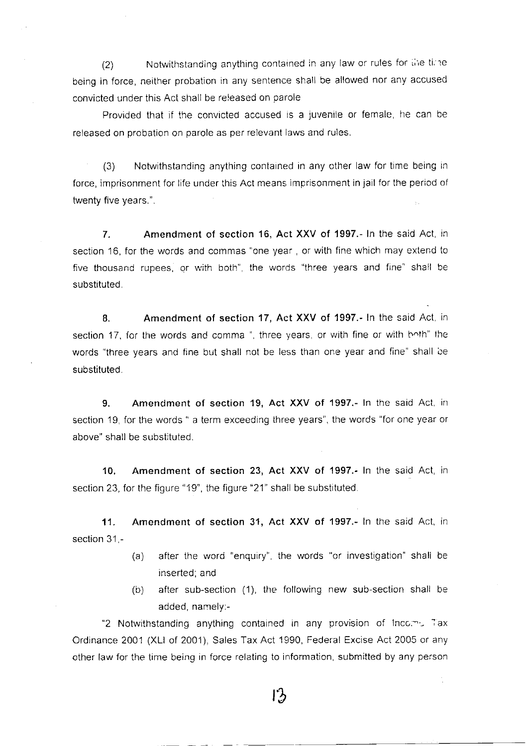(2) Notwithstanding anything contained in any law or rules for the time being in force, neither probation in any sentence shall be allowed nor any accused convicted under this Act shall be released on parole

Provided that if the convicted accused is a juvenile or female, he can be released on probation on parole as per relevant laws and rules.

(3) Notwithstanding anything contained in any other law for time being in force, imprisonment for life under this Act means imprisonment in jail for the period of twenty five years.".

**7. Amendment of section 16, Act XXV of 1997.-** In the said Act, in section 16, for the words and commas "one year , or with fine which may extend to five thousand rupees, or with both", the words "three years and fine" shall be substituted.

**8. Amendment of section 17, Act XXV of 1997.-** In the said Act, in section 17, for the words and comma ", three years, or with fine or with both" the words "three years and fine but shall not be less than one year and fine" shall be substituted.

**9. Amendment of section 19, Act XXV of 1997.-** In the said Act, in section 19, for the words " a term exceeding three years", the words "for one year or above" shall be substituted.

**10. Amendment of section 23, Act XXV of 1997.-** In the said Act, in section 23, for the figure "19", the figure "21" shall be substituted.

**11. Amendment of section 31, Act XXV of 1997.-** In the said Act, in section 31,-

(a) after the word "enquiry", the words "or investigation" shall be inserted; and

(b) after sub-section (1), the following new sub-section shall be added, namely:-

"2 Notwithstanding anything contained in any provision of Income Tax Ordinance 2001 (XLI of 2001), Sales Tax Act 1990, Federal Excise Act 2005 or any other law for the time being in force relating to information, submitted by any person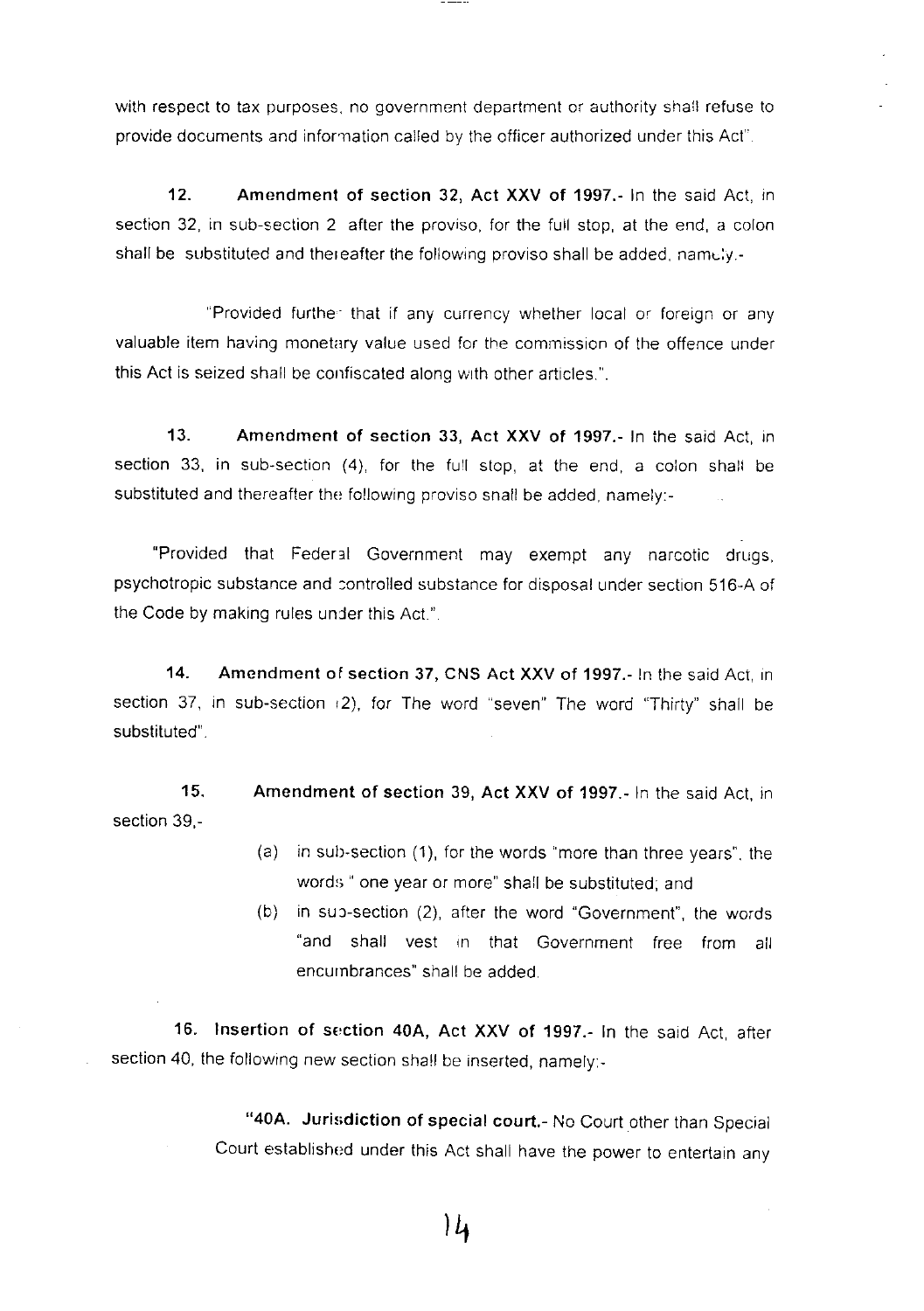with respect to tax purposes, no government department or authority shall refuse to provide documents and information called by the officer authorized under this Act".

**12. Amendment of section 32, Act XXV of 1997.-** In the said Act, in section 32, in sub-section 2 after the proviso, for the full stop, at the end, a colon shall be substituted and thereafter the following proviso shall be added, namely.-

"Provided further that if any currency whether local or foreign or any valuable item having monetary value used for the commission of the offence under this Act is seized shall be confiscated along with other articles.".

**13. Amendment of section 33, Act XXV of 1997.-** In the said Act, in section 33, in sub-section (4), for the full stop, at the end, a colon shall be substituted and thereafter the following proviso shall be added, namely:-

"Provided that Federal Government may exempt any narcotic drugs, psychotropic substance and controlled substance for disposal under section 516-A of the Code by making rules under this Act.".

**14. Amendment of section 37, CNS Act XXV of 1997.-** In the said Act, in section 37, in sub-section (2), for The word "seven" The word "Thirty" shall be substituted".

**15. Amendment of section 39, Act XXV of 1997.-** In the said Act, in section 39,-

(a) in sub-section (1), for the words "more than three years", the words " one year or more" shall be substituted; and

(b) in sub-section (2), after the word "Government", the words "and shall vest in that Government free from all encumbrances" shall be added.

**16. Insertion of section 40A, Act XXV of 1997.-** In the said Act, after section 40, the following new section shall be inserted, namely:-

"**40A. Jurisdiction of special court.-** No Court other than Special Court established under this Act shall have the power to entertain any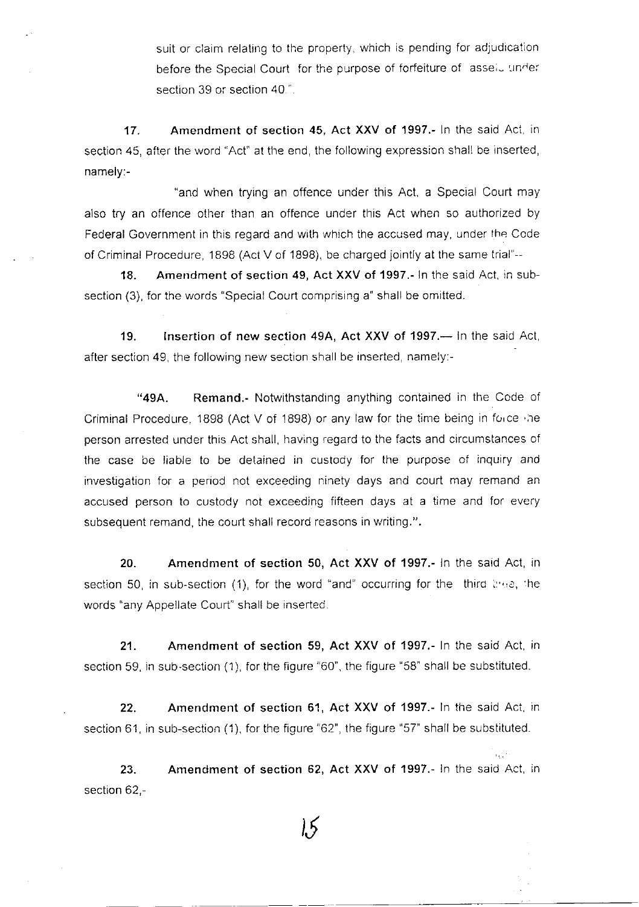suit or claim relating to the property, which is pending for adjudication before the Special Court for the purpose of forfeiture of assets under section 39 or section 40.".

**17. Amendment of section 45, Act XXV of 1997.-** In the said Act, in section 45, after the word "Act" at the end, the following expression shall be inserted, namely:-

"and when trying an offence under this Act, a Special Court may also try an offence other than an offence under this Act when so authorized by Federal Government in this regard and with which the accused may, under the Code of Criminal Procedure, 1898 (Act V of 1898), be charged jointly at the same trial"--

**18. Amendment of section 49, Act XXV of 1997.-** In the said Act, in sub-section (3), for the words "Special Court comprising a" shall be omitted.

**19. Insertion of new section 49A, Act XXV of 1997.—** In the said Act, after section 49, the following new section shall be inserted, namely:-

**"49A. Remand.-** Notwithstanding anything contained in the Code of Criminal Procedure, 1898 (Act V of 1898) or any law for the time being in force the person arrested under this Act shall, having regard to the facts and circumstances of the case be liable to be detained in custody for the purpose of inquiry and investigation for a period not exceeding ninety days and court may remand an accused person to custody not exceeding fifteen days at a time and for every subsequent remand, the court shall record reasons in writing.".

**20. Amendment of section 50, Act XXV of 1997.-** In the said Act, in section 50, in sub-section (1), for the word "and" occurring for the third time, the words "any Appellate Court" shall be inserted.

**21. Amendment of section 59, Act XXV of 1997.-** In the said Act, in section 59, in sub-section (1), for the figure "60", the figure "58" shall be substituted.

**22. Amendment of section 61, Act XXV of 1997.-** In the said Act, in section 61, in sub-section (1), for the figure "62", the figure "57" shall be substituted.

**23. Amendment of section 62, Act XXV of 1997.-** In the said Act, in section 62,-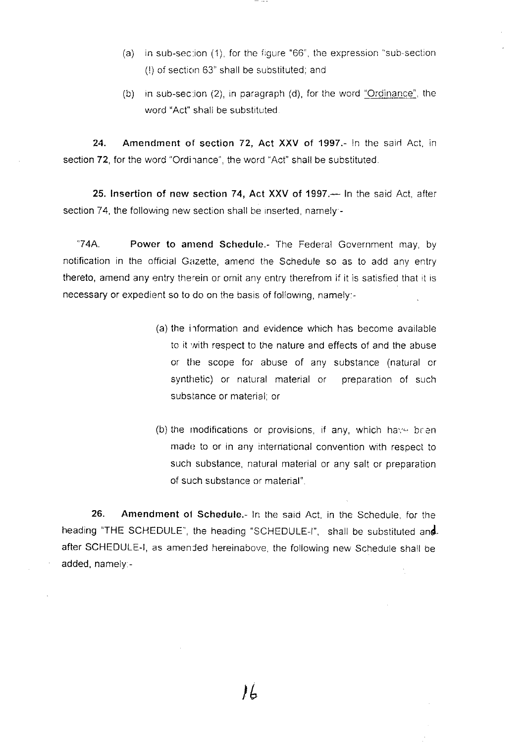(a) in sub-section (1), for the figure "66", the expression "sub-section (!) of section 63" shall be substituted; and

(b) in sub-section (2), in paragraph (d), for the word "Ordinance", the word "Act" shall be substituted.

**24. Amendment of section 72, Act XXV of 1997.**- In the said Act, in section 72, for the word "Ordinance", the word "Act" shall be substituted.

**25. Insertion of new section 74, Act XXV of 1997.**— In the said Act, after section 74, the following new section shall be inserted, namely:-

"74A. **Power to amend Schedule.**- The Federal Government may, by notification in the official Gazette, amend the Schedule so as to add any entry thereto, amend any entry therein or omit any entry therefrom if it is satisfied that it is necessary or expedient so to do on the basis of following, namely:-

(a) the information and evidence which has become available to it with respect to the nature and effects of and the abuse or the scope for abuse of any substance (natural or synthetic) or natural material or preparation of such substance or material; or

(b) the modifications or provisions, if any, which have been made to or in any international convention with respect to such substance, natural material or any salt or preparation of such substance or material".

**26. Amendment of Schedule.**- In the said Act, in the Schedule, for the heading "THE SCHEDULE", the heading "SCHEDULE-I", shall be substituted and after SCHEDULE-I, as amended hereinabove, the following new Schedule shall be added, namely:-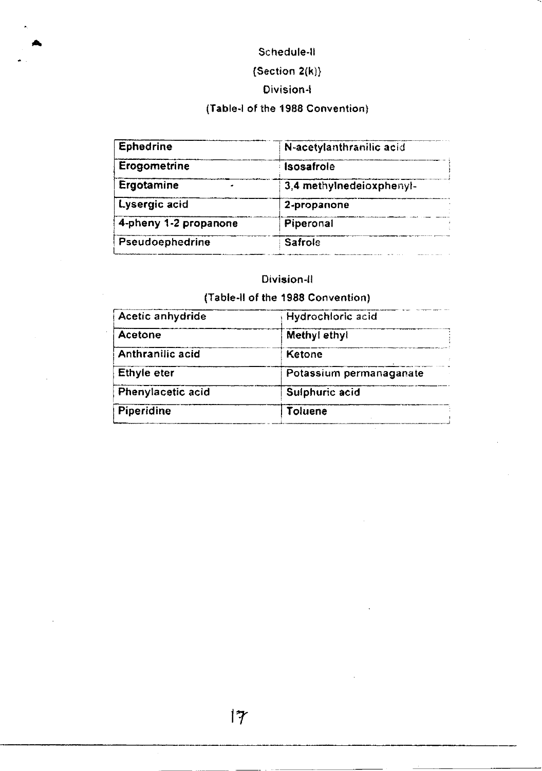Schedule-II

(Section 2(k))

Division-I

(Table-I of the 1988 Convention)

| Ephedrine | N-acetylanthranilic acid |
|---|---|
| Erogometrine | Isosafrole |
| Ergotamine | 3,4 methylnedeioxphenyl- |
| Lysergic acid | 2-propanone |
| 4-pheny 1-2 propanone | Piperonal |
| Pseudoephedrine | Safrole |

Division-II

(Table-II of the 1988 Convention)

| Acetic anhydride | Hydrochloric acid |
|---|---|
| Acetone | Methyl ethyl |
| Anthranilic acid | Ketone |
| Ethyle eter | Potassium permanaganate |
| Phenylacetic acid | Sulphuric acid |
| Piperidine | Toluene |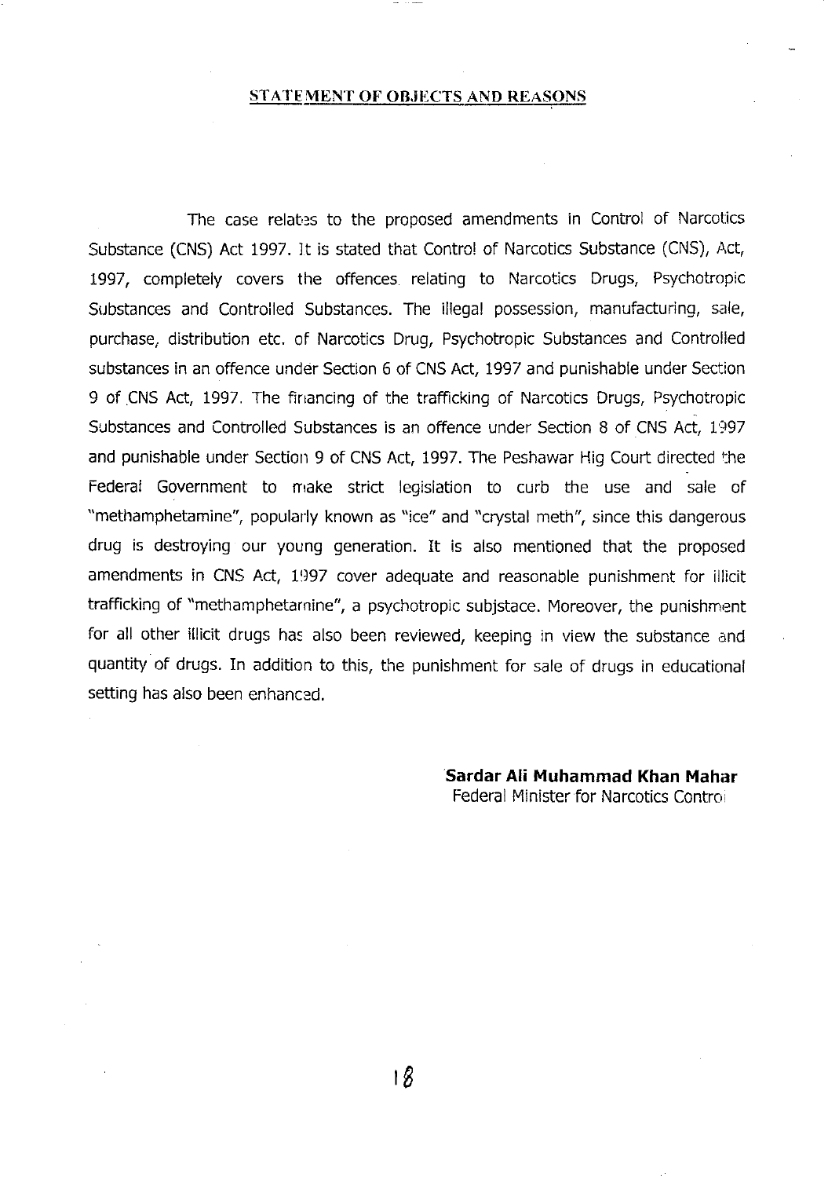## STATEMENT OF OBJECTS AND REASONS

The case relates to the proposed amendments in Control of Narcotics Substance (CNS) Act 1997. It is stated that Control of Narcotics Substance (CNS), Act, 1997, completely covers the offences relating to Narcotics Drugs, Psychotropic Substances and Controlled Substances. The illegal possession, manufacturing, sale, purchase, distribution etc. of Narcotics Drug, Psychotropic Substances and Controlled substances in an offence under Section 6 of CNS Act, 1997 and punishable under Section 9 of CNS Act, 1997. The financing of the trafficking of Narcotics Drugs, Psychotropic Substances and Controlled Substances is an offence under Section 8 of CNS Act, 1997 and punishable under Section 9 of CNS Act, 1997. The Peshawar Hig Court directed the Federal Government to make strict legislation to curb the use and sale of "methamphetamine", popularly known as "ice" and "crystal meth", since this dangerous drug is destroying our young generation. It is also mentioned that the proposed amendments in CNS Act, 1997 cover adequate and reasonable punishment for illicit trafficking of "methamphetamine", a psychotropic subjstace. Moreover, the punishment for all other illicit drugs has also been reviewed, keeping in view the substance and quantity of drugs. In addition to this, the punishment for sale of drugs in educational setting has also been enhanced.

**Sardar Ali Muhammad Khan Mahar**
Federal Minister for Narcotics Control